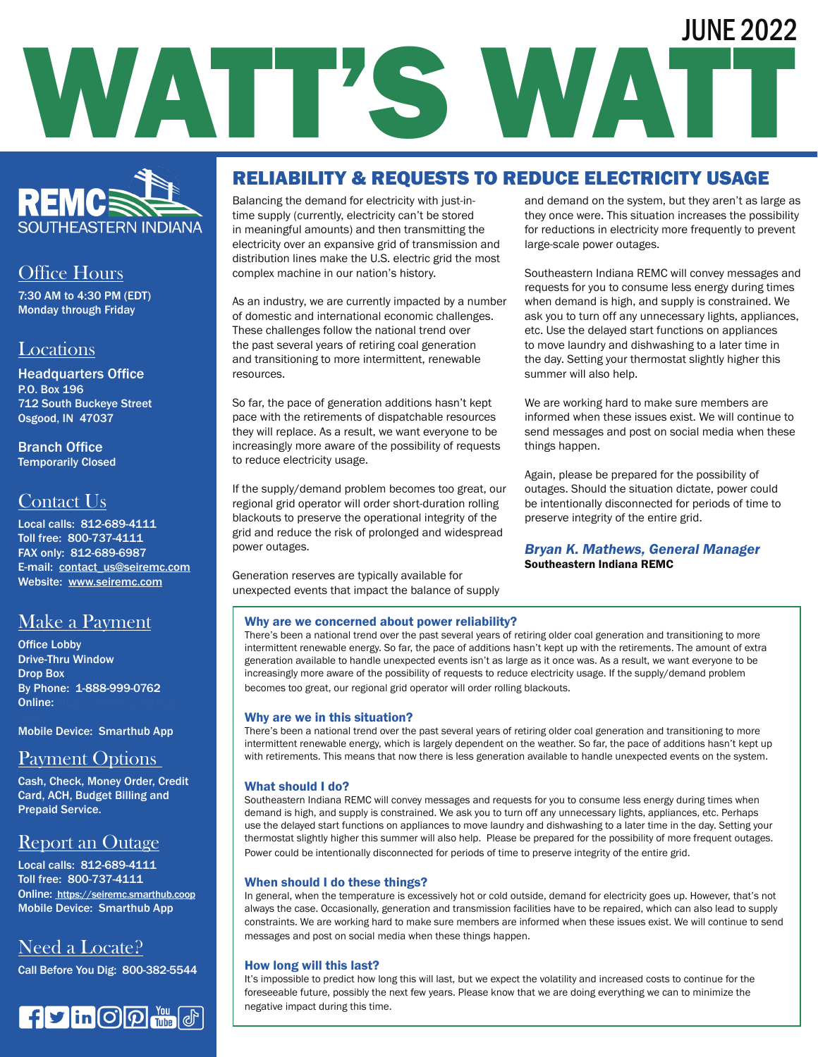# WATT'S WATT

JUNE 2022

REMC SOUTHEASTERN INDIANA

## Office Hours

7:30 AM to 4:30 PM (EDT)
Monday through Friday

## Locations

**Headquarters Office**
P.O. Box 196
712 South Buckeye Street
Osgood, IN 47037

**Branch Office**
Temporarily Closed

## Contact Us

Local calls: 812-689-4111
Toll free: 800-737-4111
FAX only: 812-689-6987
E-mail: contact_us@seiremc.com
Website: www.seiremc.com

## Make a Payment

Office Lobby
Drive-Thru Window
Drop Box
By Phone: 1-888-999-0762
Online:

Mobile Device: Smarthub App

## Payment Options

Cash, Check, Money Order, Credit Card, ACH, Budget Billing and Prepaid Service.

## Report an Outage

Local calls: 812-689-4111
Toll free: 800-737-4111
Online: https://seiremc.smarthub.coop
Mobile Device: Smarthub App

## Need a Locate?

Call Before You Dig: 800-382-5544

## RELIABILITY & REQUESTS TO REDUCE ELECTRICITY USAGE

Balancing the demand for electricity with just-in-time supply (currently, electricity can't be stored in meaningful amounts) and then transmitting the electricity over an expansive grid of transmission and distribution lines make the U.S. electric grid the most complex machine in our nation's history.

As an industry, we are currently impacted by a number of domestic and international economic challenges. These challenges follow the national trend over the past several years of retiring coal generation and transitioning to more intermittent, renewable resources.

So far, the pace of generation additions hasn't kept pace with the retirements of dispatchable resources they will replace. As a result, we want everyone to be increasingly more aware of the possibility of requests to reduce electricity usage.

If the supply/demand problem becomes too great, our regional grid operator will order short-duration rolling blackouts to preserve the operational integrity of the grid and reduce the risk of prolonged and widespread power outages.

Generation reserves are typically available for unexpected events that impact the balance of supply and demand on the system, but they aren't as large as they once were. This situation increases the possibility for reductions in electricity more frequently to prevent large-scale power outages.

Southeastern Indiana REMC will convey messages and requests for you to consume less energy during times when demand is high, and supply is constrained. We ask you to turn off any unnecessary lights, appliances, etc. Use the delayed start functions on appliances to move laundry and dishwashing to a later time in the day. Setting your thermostat slightly higher this summer will also help.

We are working hard to make sure members are informed when these issues exist. We will continue to send messages and post on social media when these things happen.

Again, please be prepared for the possibility of outages. Should the situation dictate, power could be intentionally disconnected for periods of time to preserve integrity of the entire grid.

*Bryan K. Mathews, General Manager*
**Southeastern Indiana REMC**

### Why are we concerned about power reliability?

There's been a national trend over the past several years of retiring older coal generation and transitioning to more intermittent renewable energy. So far, the pace of additions hasn't kept up with the retirements. The amount of extra generation available to handle unexpected events isn't as large as it once was. As a result, we want everyone to be increasingly more aware of the possibility of requests to reduce electricity usage. If the supply/demand problem becomes too great, our regional grid operator will order rolling blackouts.

### Why are we in this situation?

There's been a national trend over the past several years of retiring older coal generation and transitioning to more intermittent renewable energy, which is largely dependent on the weather. So far, the pace of additions hasn't kept up with retirements. This means that now there is less generation available to handle unexpected events on the system.

### What should I do?

Southeastern Indiana REMC will convey messages and requests for you to consume less energy during times when demand is high, and supply is constrained. We ask you to turn off any unnecessary lights, appliances, etc. Perhaps use the delayed start functions on appliances to move laundry and dishwashing to a later time in the day. Setting your thermostat slightly higher this summer will also help. Please be prepared for the possibility of more frequent outages. Power could be intentionally disconnected for periods of time to preserve integrity of the entire grid.

### When should I do these things?

In general, when the temperature is excessively hot or cold outside, demand for electricity goes up. However, that's not always the case. Occasionally, generation and transmission facilities have to be repaired, which can also lead to supply constraints. We are working hard to make sure members are informed when these issues exist. We will continue to send messages and post on social media when these things happen.

### How long will this last?

It's impossible to predict how long this will last, but we expect the volatility and increased costs to continue for the foreseeable future, possibly the next few years. Please know that we are doing everything we can to minimize the negative impact during this time.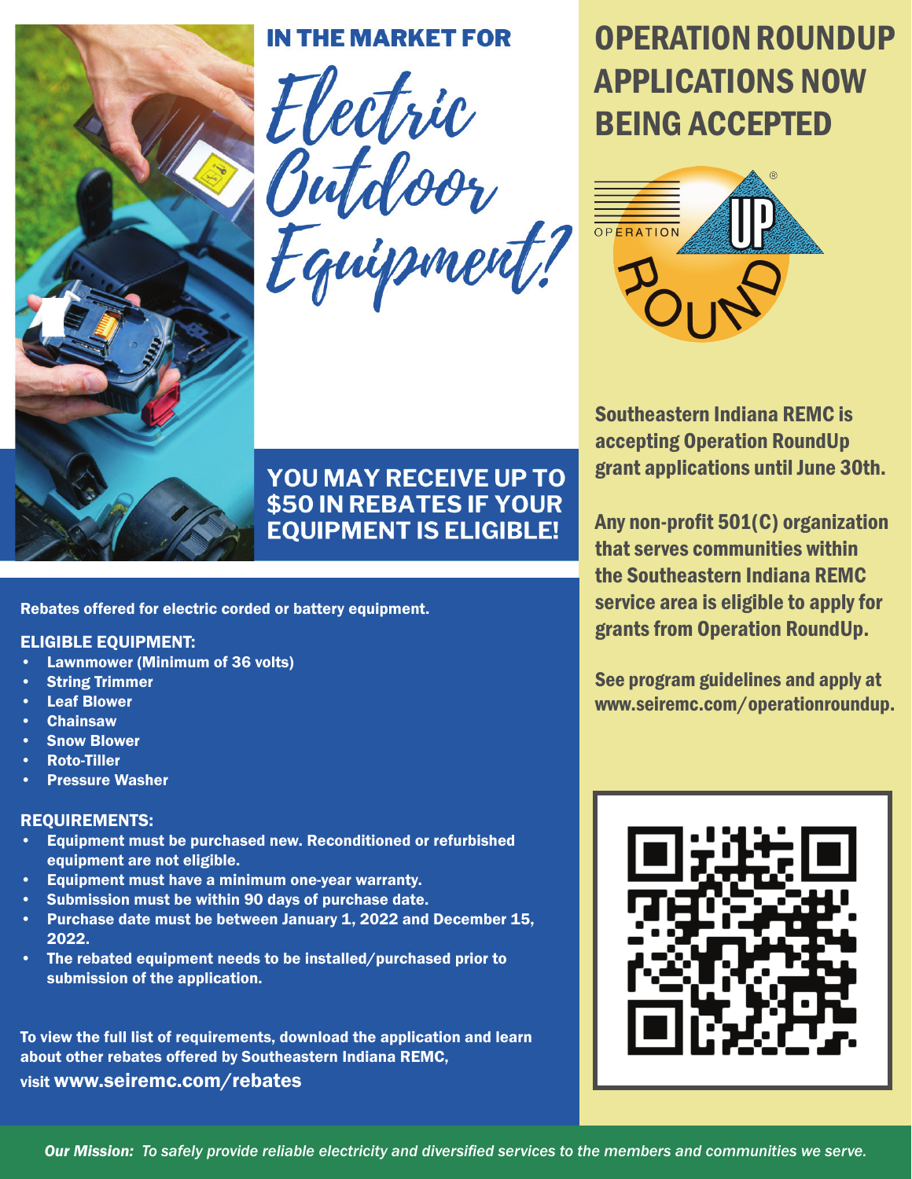## IN THE MARKET FOR

# *Electric Outdoor Equipment?*

## YOU MAY RECEIVE UP TO $50 IN REBATES IF YOUR EQUIPMENT IS ELIGIBLE!

**Rebates offered for electric corded or battery equipment.**

### ELIGIBLE EQUIPMENT:

- **Lawnmower (Minimum of 36 volts)**
- **String Trimmer**
- **Leaf Blower**
- **Chainsaw**
- **Snow Blower**
- **Roto-Tiller**
- **Pressure Washer**

### REQUIREMENTS:

- **Equipment must be purchased new. Reconditioned or refurbished equipment are not eligible.**
- **Equipment must have a minimum one-year warranty.**
- **Submission must be within 90 days of purchase date.**
- **Purchase date must be between January 1, 2022 and December 15, 2022.**
- **The rebated equipment needs to be installed/purchased prior to submission of the application.**

**To view the full list of requirements, download the application and learn about other rebates offered by Southeastern Indiana REMC, visit www.seiremc.com/rebates**

# OPERATION ROUNDUP APPLICATIONS NOW BEING ACCEPTED

**Southeastern Indiana REMC is accepting Operation RoundUp grant applications until June 30th.**

**Any non-profit 501(C) organization that serves communities within the Southeastern Indiana REMC service area is eligible to apply for grants from Operation RoundUp.**

**See program guidelines and apply at www.seiremc.com/operationroundup.**

***Our Mission:** To safely provide reliable electricity and diversified services to the members and communities we serve.*